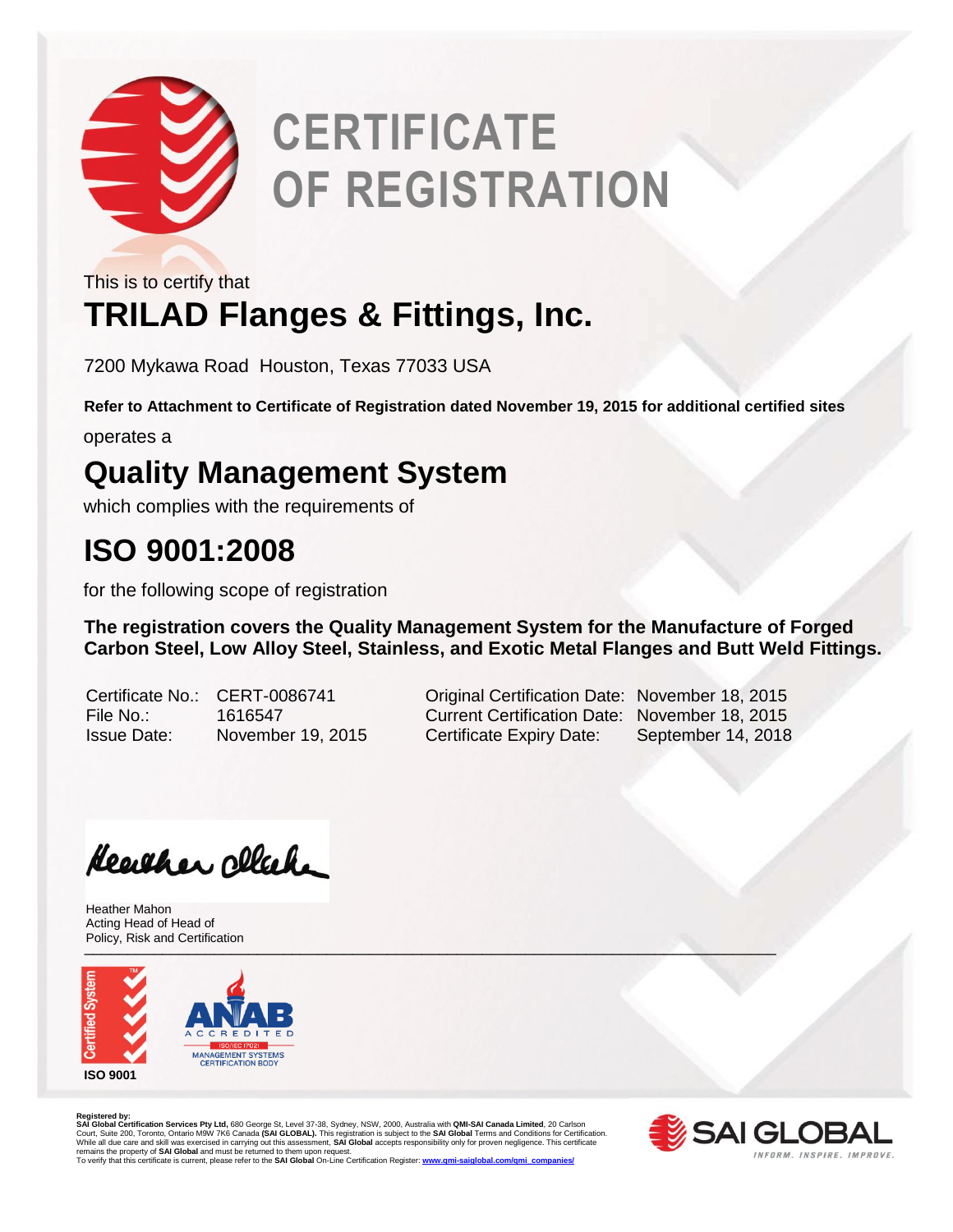# CERTIFICATE OF REGISTRATION

This is to certify that

## TRILAD Flanges & Fittings, Inc.

7200 Mykawa Road Houston, Texas 77033 USA

**Refer to Attachment to Certificate of Registration dated November 19, 2015 for additional certified sites**

operates a

## Quality Management System

which complies with the requirements of

## ISO 9001:2008

for the following scope of registration

**The registration covers the Quality Management System for the Manufacture of Forged Carbon Steel, Low Alloy Steel, Stainless, and Exotic Metal Flanges and Butt Weld Fittings.**

| | | | |
|---|---|---|---|
| Certificate No.: | CERT-0086741 | Original Certification Date: | November 18, 2015 |
| File No.: | 1616547 | Current Certification Date: | November 18, 2015 |
| Issue Date: | November 19, 2015 | Certificate Expiry Date: | September 14, 2018 |

Heather Mahon
Acting Head of Head of
Policy, Risk and Certification

Certified System ISO 9001

ANAB ACCREDITED ISO/IEC 17021 MANAGEMENT SYSTEMS CERTIFICATION BODY

**Registered by:**
**SAI Global Certification Services Pty Ltd,** 680 George St, Level 37-38, Sydney, NSW, 2000, Australia with **QMI-SAI Canada Limited**, 20 Carlson Court, Suite 200, Toronto, Ontario M9W 7K6 Canada **(SAI GLOBAL).** This registration is subject to the **SAI Global** Terms and Conditions for Certification. While all due care and skill was exercised in carrying out this assessment, **SAI Global** accepts responsibility only for proven negligence. This certificate remains the property of **SAI Global** and must be returned to them upon request.
To verify that this certificate is current, please refer to the **SAI Global** On-Line Certification Register: www.qmi-saiglobal.com/qmi_companies/

SAI GLOBAL INFORM. INSPIRE. IMPROVE.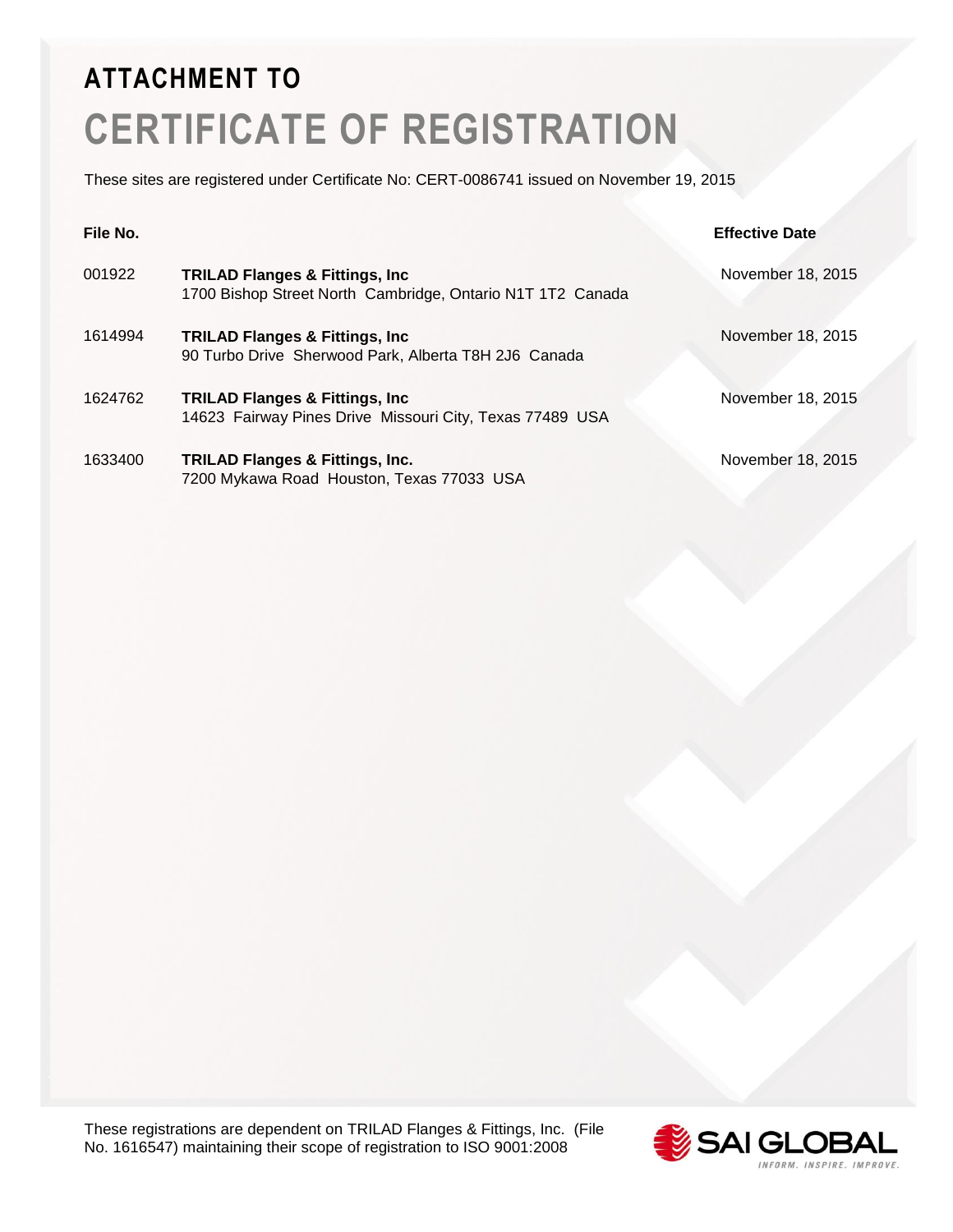# ATTACHMENT TO

# CERTIFICATE OF REGISTRATION

These sites are registered under Certificate No: CERT-0086741 issued on November 19, 2015

| File No. | | Effective Date |
|---|---|---|
| 001922 | **TRILAD Flanges & Fittings, Inc**<br>1700 Bishop Street North Cambridge, Ontario N1T 1T2 Canada | November 18, 2015 |
| 1614994 | **TRILAD Flanges & Fittings, Inc**<br>90 Turbo Drive Sherwood Park, Alberta T8H 2J6 Canada | November 18, 2015 |
| 1624762 | **TRILAD Flanges & Fittings, Inc**<br>14623 Fairway Pines Drive Missouri City, Texas 77489 USA | November 18, 2015 |
| 1633400 | **TRILAD Flanges & Fittings, Inc.**<br>7200 Mykawa Road Houston, Texas 77033 USA | November 18, 2015 |

These registrations are dependent on TRILAD Flanges & Fittings, Inc. (File No. 1616547) maintaining their scope of registration to ISO 9001:2008

SAI GLOBAL
INFORM. INSPIRE. IMPROVE.